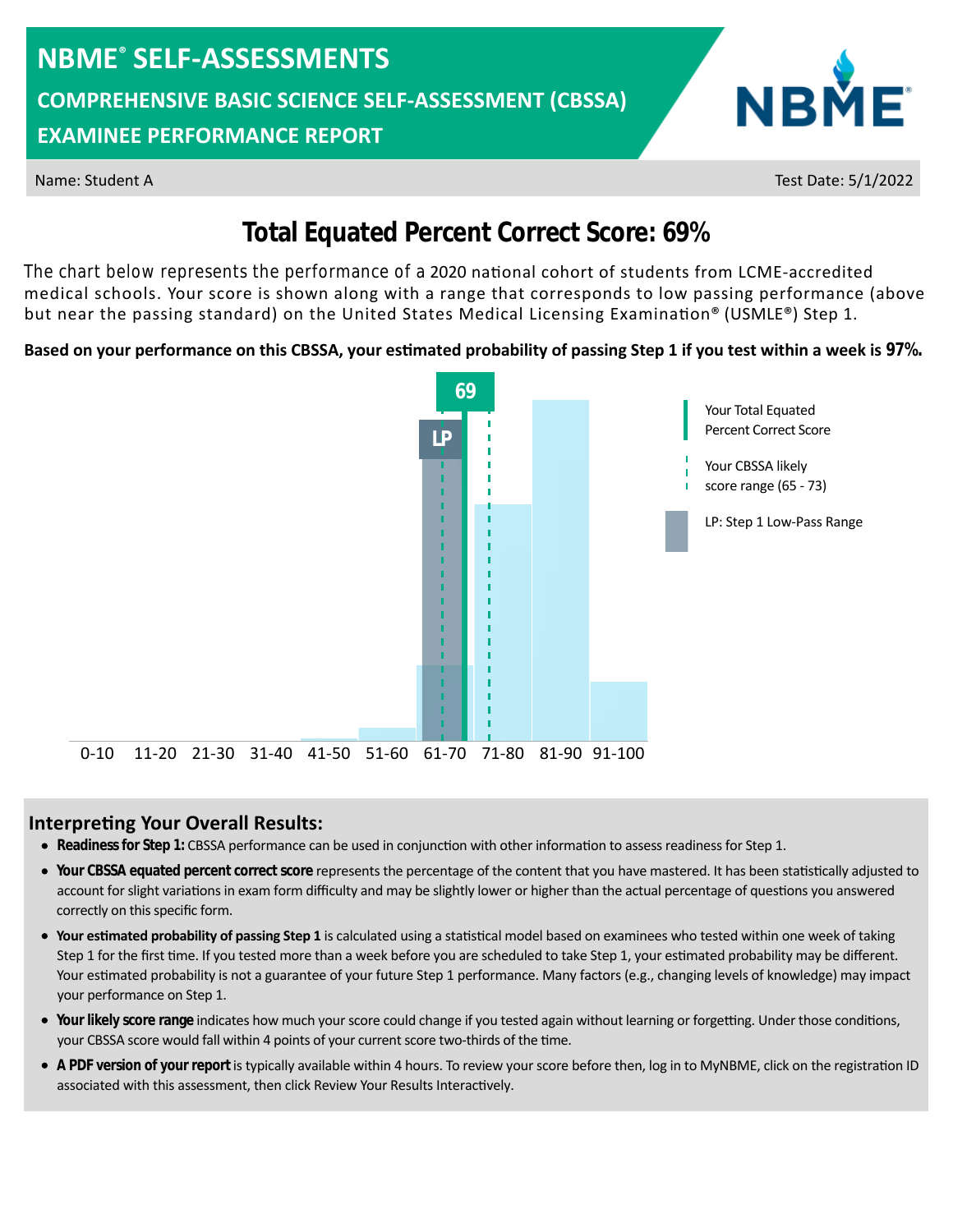# NBME® SELF-ASSESSMENTS

## COMPREHENSIVE BASIC SCIENCE SELF-ASSESSMENT (CBSSA)

## EXAMINEE PERFORMANCE REPORT

Name: Student A

Test Date: 5/1/2022

## Total Equated Percent Correct Score: 69%

The chart below represents the performance of a 2020 national cohort of students from LCME-accredited medical schools. Your score is shown along with a range that corresponds to low passing performance (above but near the passing standard) on the United States Medical Licensing Examination® (USMLE®) Step 1.

**Based on your performance on this CBSSA, your estimated probability of passing Step 1 if you test within a week is 97%.**

69

LP

0-10 11-20 21-30 31-40 41-50 51-60 61-70 71-80 81-90 91-100

Your Total Equated Percent Correct Score

Your CBSSA likely score range (65 - 73)

LP: Step 1 Low-Pass Range

### Interpreting Your Overall Results:

- **Readiness for Step 1:** CBSSA performance can be used in conjunction with other information to assess readiness for Step 1.
- **Your CBSSA equated percent correct score** represents the percentage of the content that you have mastered. It has been statistically adjusted to account for slight variations in exam form difficulty and may be slightly lower or higher than the actual percentage of questions you answered correctly on this specific form.
- **Your estimated probability of passing Step 1** is calculated using a statistical model based on examinees who tested within one week of taking Step 1 for the first time. If you tested more than a week before you are scheduled to take Step 1, your estimated probability may be different. Your estimated probability is not a guarantee of your future Step 1 performance. Many factors (e.g., changing levels of knowledge) may impact your performance on Step 1.
- **Your likely score range** indicates how much your score could change if you tested again without learning or forgetting. Under those conditions, your CBSSA score would fall within 4 points of your current score two-thirds of the time.
- **A PDF version of your report** is typically available within 4 hours. To review your score before then, log in to MyNBME, click on the registration ID associated with this assessment, then click Review Your Results Interactively.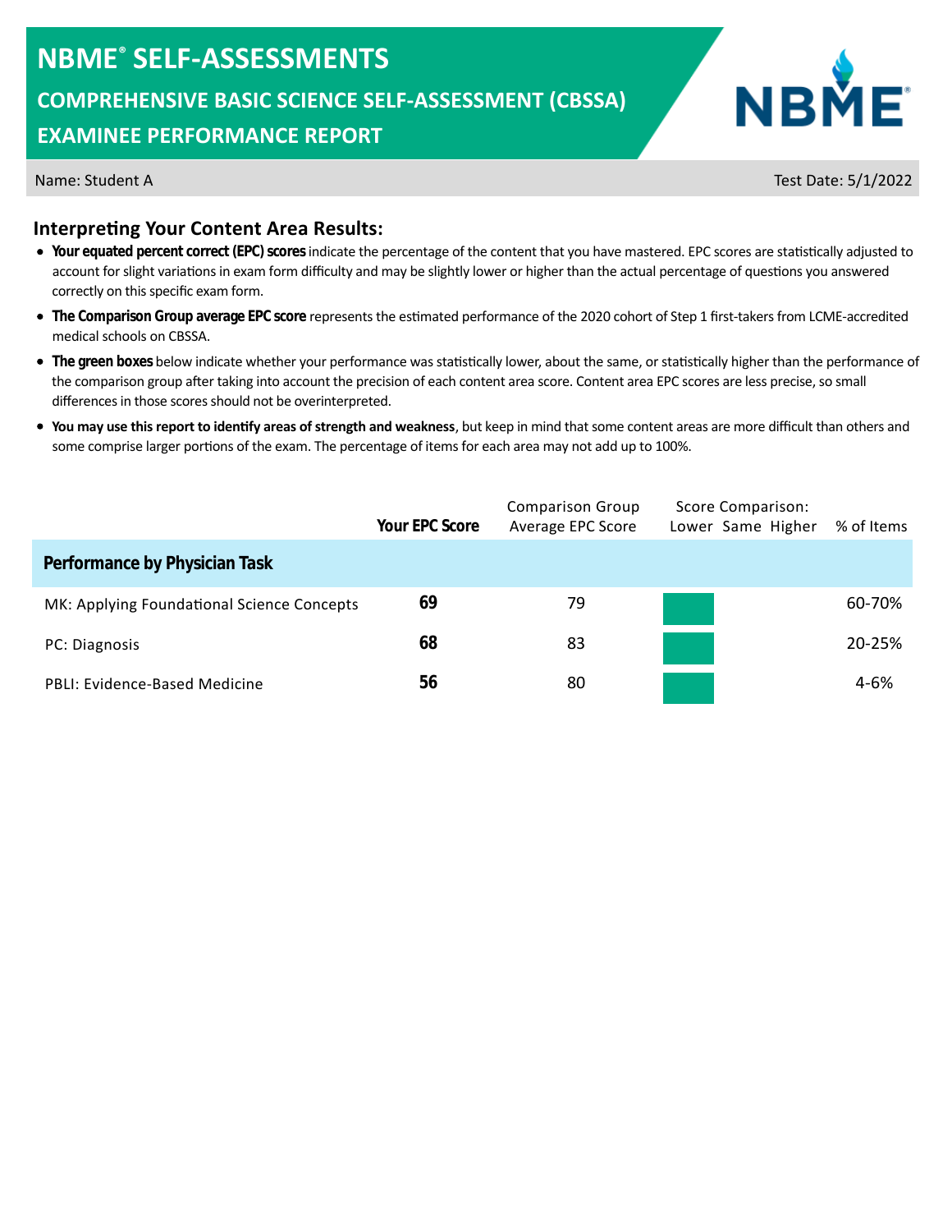# NBME® SELF-ASSESSMENTS

## COMPREHENSIVE BASIC SCIENCE SELF-ASSESSMENT (CBSSA)

## EXAMINEE PERFORMANCE REPORT

Name: Student A

Test Date: 5/1/2022

### Interpreting Your Content Area Results:

- **Your equated percent correct (EPC) scores** indicate the percentage of the content that you have mastered. EPC scores are statistically adjusted to account for slight variations in exam form difficulty and may be slightly lower or higher than the actual percentage of questions you answered correctly on this specific exam form.
- **The Comparison Group average EPC score** represents the estimated performance of the 2020 cohort of Step 1 first-takers from LCME-accredited medical schools on CBSSA.
- **The green boxes** below indicate whether your performance was statistically lower, about the same, or statistically higher than the performance of the comparison group after taking into account the precision of each content area score. Content area EPC scores are less precise, so small differences in those scores should not be overinterpreted.
- **You may use this report to identify areas of strength and weakness**, but keep in mind that some content areas are more difficult than others and some comprise larger portions of the exam. The percentage of items for each area may not add up to 100%.

| | Your EPC Score | Comparison Group Average EPC Score | Score Comparison: Lower | Same | Higher | % of Items |
|---|---|---|---|---|---|---|
| **Performance by Physician Task** | | | | | | |
| MK: Applying Foundational Science Concepts | **69** | 79 | ■ | | | 60-70% |
| PC: Diagnosis | **68** | 83 | ■ | | | 20-25% |
| PBLI: Evidence-Based Medicine | **56** | 80 | ■ | | | 4-6% |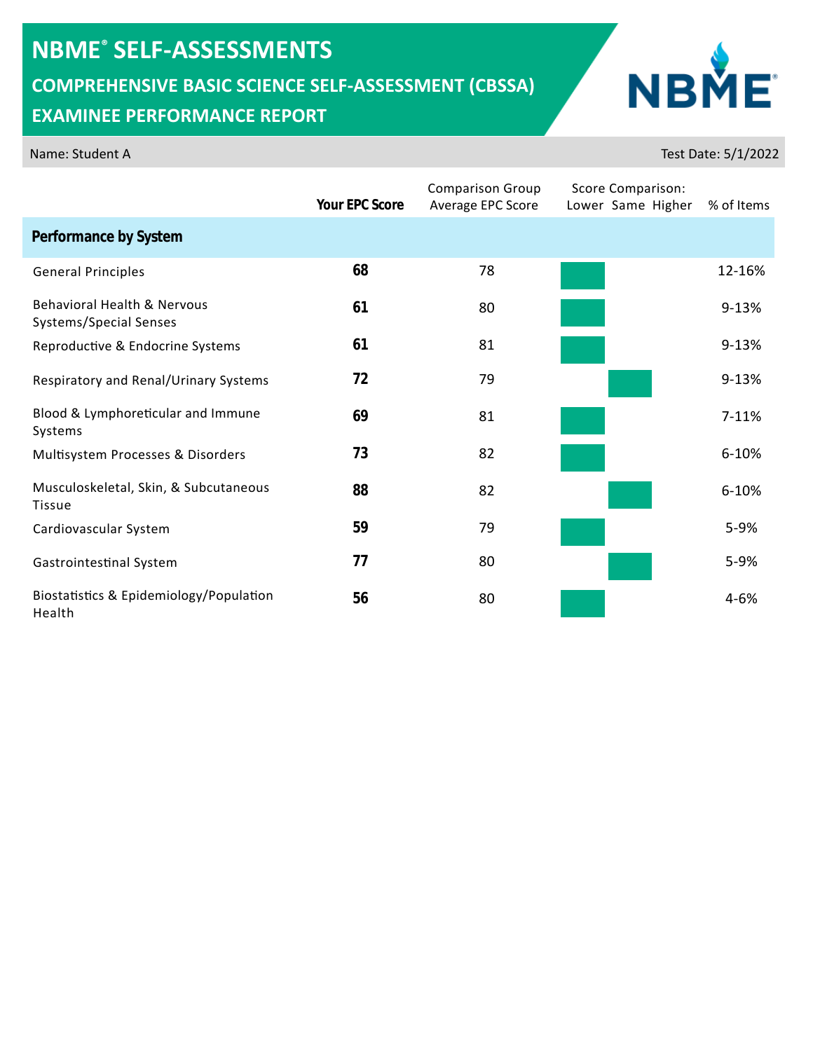# NBME® SELF-ASSESSMENTS

## COMPREHENSIVE BASIC SCIENCE SELF-ASSESSMENT (CBSSA)

## EXAMINEE PERFORMANCE REPORT

Name: Student A

Test Date: 5/1/2022

| | **Your EPC Score** | Comparison Group Average EPC Score | Score Comparison: Lower Same Higher | % of Items |
|---|---|---|---|---|
| **Performance by System** | | | | |
| General Principles | **68** | 78 | Lower | 12-16% |
| Behavioral Health & Nervous Systems/Special Senses | **61** | 80 | Lower | 9-13% |
| Reproductive & Endocrine Systems | **61** | 81 | Lower | 9-13% |
| Respiratory and Renal/Urinary Systems | **72** | 79 | Same | 9-13% |
| Blood & Lymphoreticular and Immune Systems | **69** | 81 | Lower | 7-11% |
| Multisystem Processes & Disorders | **73** | 82 | Lower | 6-10% |
| Musculoskeletal, Skin, & Subcutaneous Tissue | **88** | 82 | Same | 6-10% |
| Cardiovascular System | **59** | 79 | Lower | 5-9% |
| Gastrointestinal System | **77** | 80 | Same | 5-9% |
| Biostatistics & Epidemiology/Population Health | **56** | 80 | Lower | 4-6% |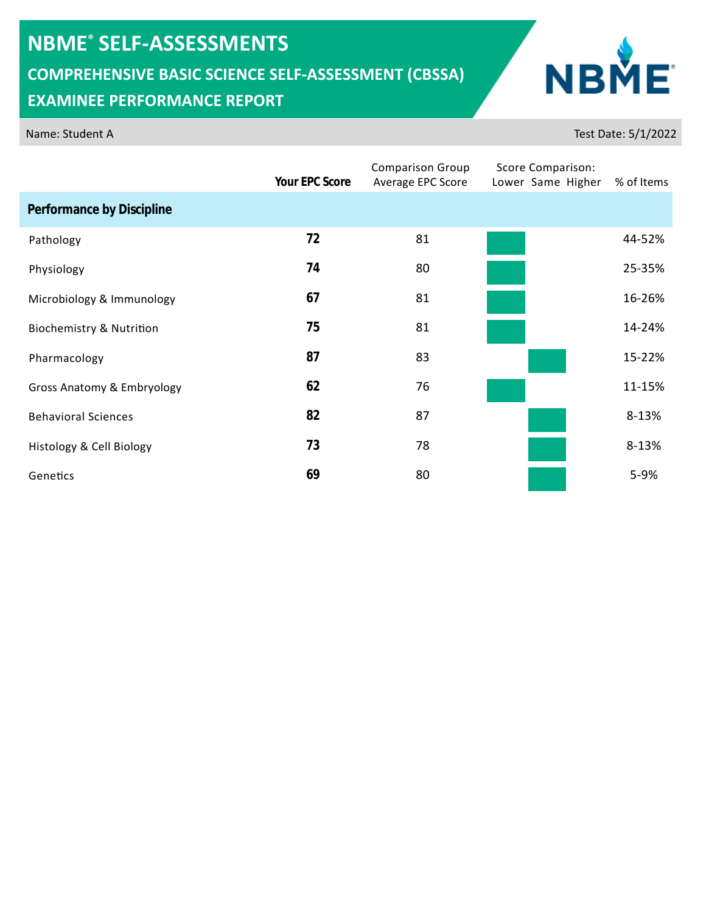# NBME® SELF-ASSESSMENTS

## COMPREHENSIVE BASIC SCIENCE SELF-ASSESSMENT (CBSSA)

## EXAMINEE PERFORMANCE REPORT

Name: Student A

Test Date: 5/1/2022

| | Your EPC Score | Comparison Group Average EPC Score | Score Comparison: Lower Same Higher | % of Items |
|---|---|---|---|---|
| **Performance by Discipline** | | | | |
| Pathology | **72** | 81 | Lower | 44-52% |
| Physiology | **74** | 80 | Lower | 25-35% |
| Microbiology & Immunology | **67** | 81 | Lower | 16-26% |
| Biochemistry & Nutrition | **75** | 81 | Lower | 14-24% |
| Pharmacology | **87** | 83 | Same | 15-22% |
| Gross Anatomy & Embryology | **62** | 76 | Lower | 11-15% |
| Behavioral Sciences | **82** | 87 | Same | 8-13% |
| Histology & Cell Biology | **73** | 78 | Same | 8-13% |
| Genetics | **69** | 80 | Same | 5-9% |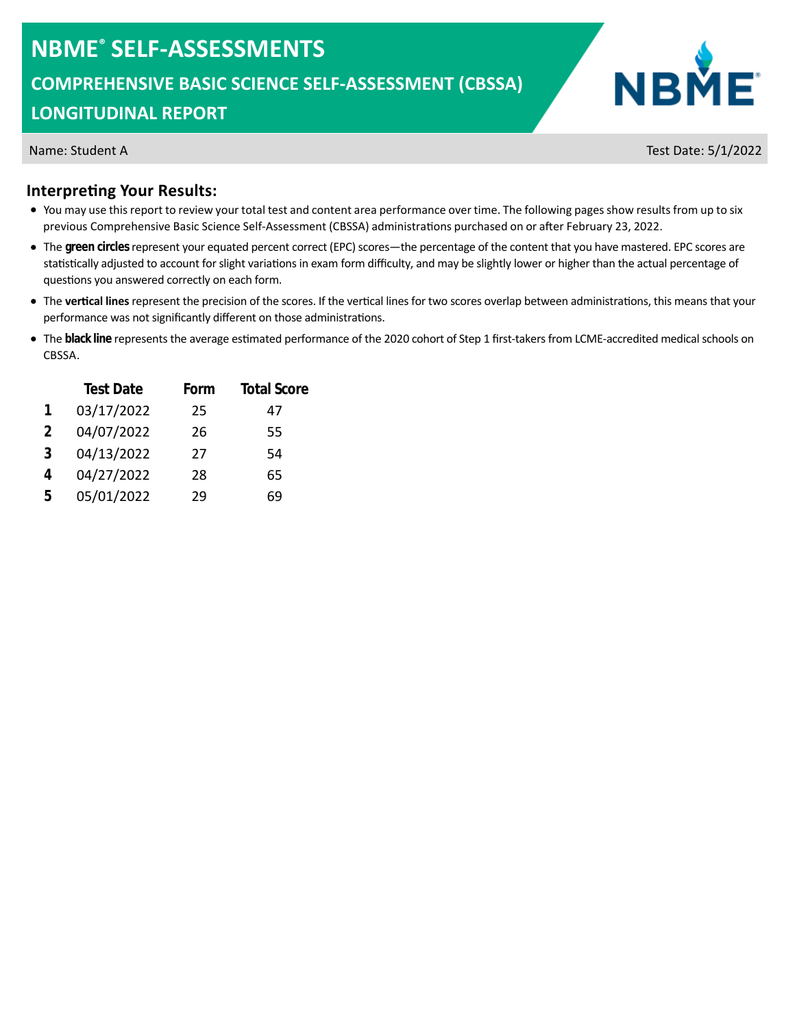# NBME® SELF-ASSESSMENTS

## COMPREHENSIVE BASIC SCIENCE SELF-ASSESSMENT (CBSSA)

## LONGITUDINAL REPORT

Name: Student A

Test Date: 5/1/2022

### Interpreting Your Results:

- You may use this report to review your total test and content area performance over time. The following pages show results from up to six previous Comprehensive Basic Science Self-Assessment (CBSSA) administrations purchased on or after February 23, 2022.
- The **green circles** represent your equated percent correct (EPC) scores—the percentage of the content that you have mastered. EPC scores are statistically adjusted to account for slight variations in exam form difficulty, and may be slightly lower or higher than the actual percentage of questions you answered correctly on each form.
- The **vertical lines** represent the precision of the scores. If the vertical lines for two scores overlap between administrations, this means that your performance was not significantly different on those administrations.
- The **black line** represents the average estimated performance of the 2020 cohort of Step 1 first-takers from LCME-accredited medical schools on CBSSA.

| | Test Date | Form | Total Score |
|---|---|---|---|
| **1** | 03/17/2022 | 25 | 47 |
| **2** | 04/07/2022 | 26 | 55 |
| **3** | 04/13/2022 | 27 | 54 |
| **4** | 04/27/2022 | 28 | 65 |
| **5** | 05/01/2022 | 29 | 69 |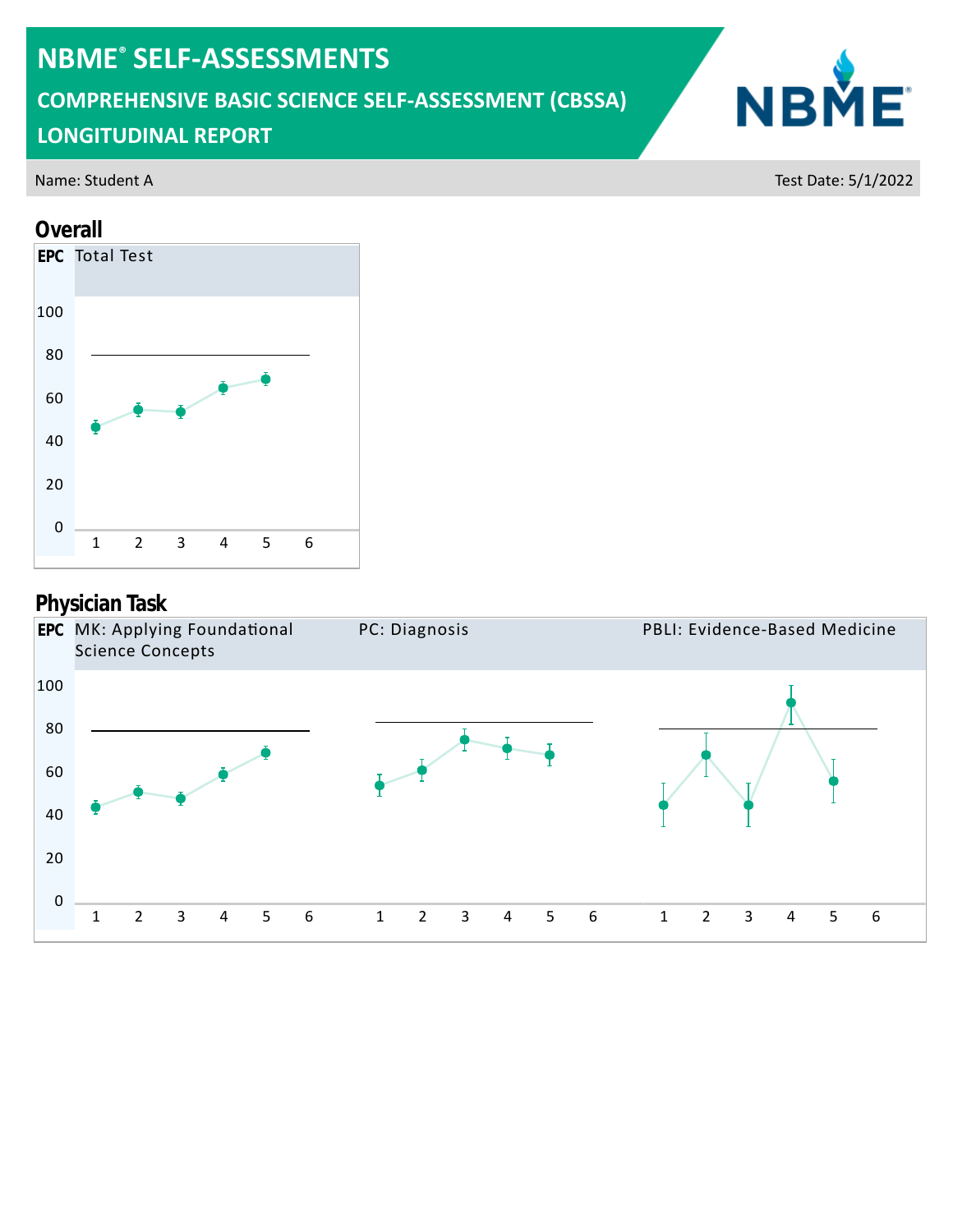# NBME® SELF-ASSESSMENTS

## COMPREHENSIVE BASIC SCIENCE SELF-ASSESSMENT (CBSSA)

## LONGITUDINAL REPORT

Name: Student A

Test Date: 5/1/2022

## Overall

EPC Total Test

100
80
60
40
20
0

1 2 3 4 5 6

## Physician Task

EPC MK: Applying Foundational Science Concepts

PC: Diagnosis

PBLI: Evidence-Based Medicine

100
80
60
40
20
0

1 2 3 4 5 6

1 2 3 4 5 6

1 2 3 4 5 6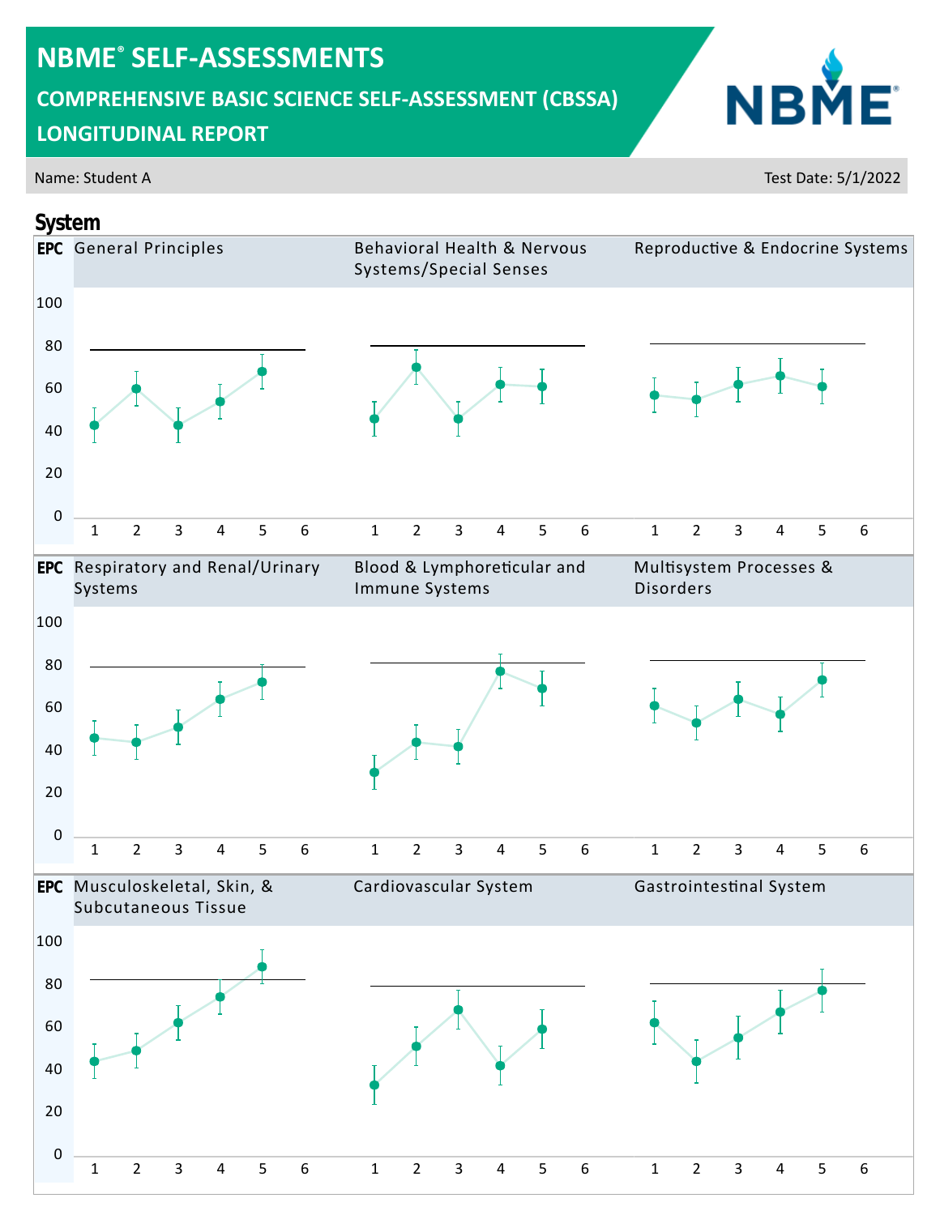# NBME® SELF-ASSESSMENTS

## COMPREHENSIVE BASIC SCIENCE SELF-ASSESSMENT (CBSSA)

## LONGITUDINAL REPORT

Name: Student A

Test Date: 5/1/2022

## System

**EPC** General Principles

**EPC** Behavioral Health & Nervous Systems/Special Senses

**EPC** Reproductive & Endocrine Systems

**EPC** Respiratory and Renal/Urinary Systems

**EPC** Blood & Lymphoreticular and Immune Systems

**EPC** Multisystem Processes & Disorders

**EPC** Musculoskeletal, Skin, & Subcutaneous Tissue

**EPC** Cardiovascular System

**EPC** Gastrointestinal System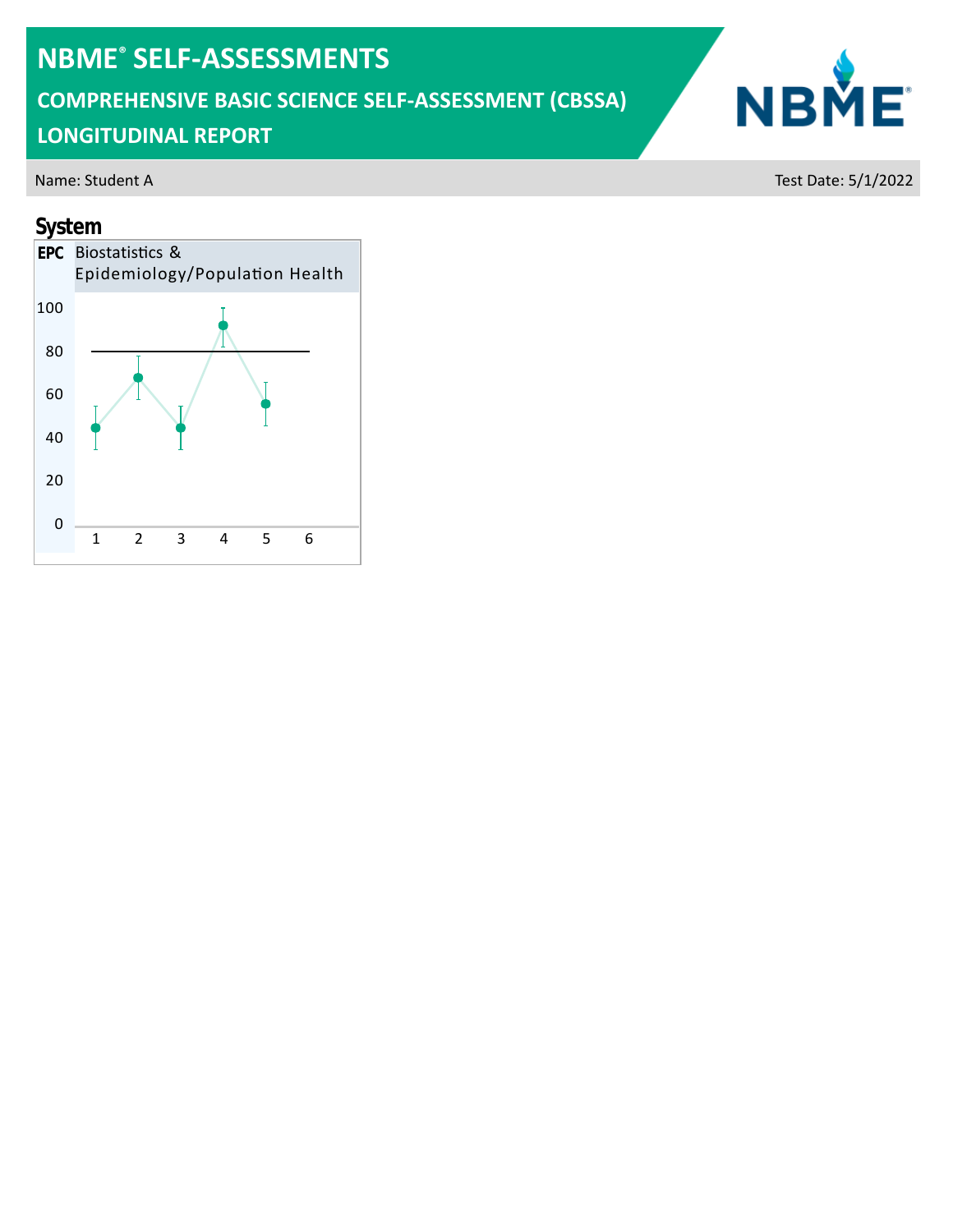# NBME® SELF-ASSESSMENTS

## COMPREHENSIVE BASIC SCIENCE SELF-ASSESSMENT (CBSSA)

## LONGITUDINAL REPORT

Name: Student A

Test Date: 5/1/2022

### System

**EPC** Biostatistics & Epidemiology/Population Health

100

80

60

40

20

0

1 2 3 4 5 6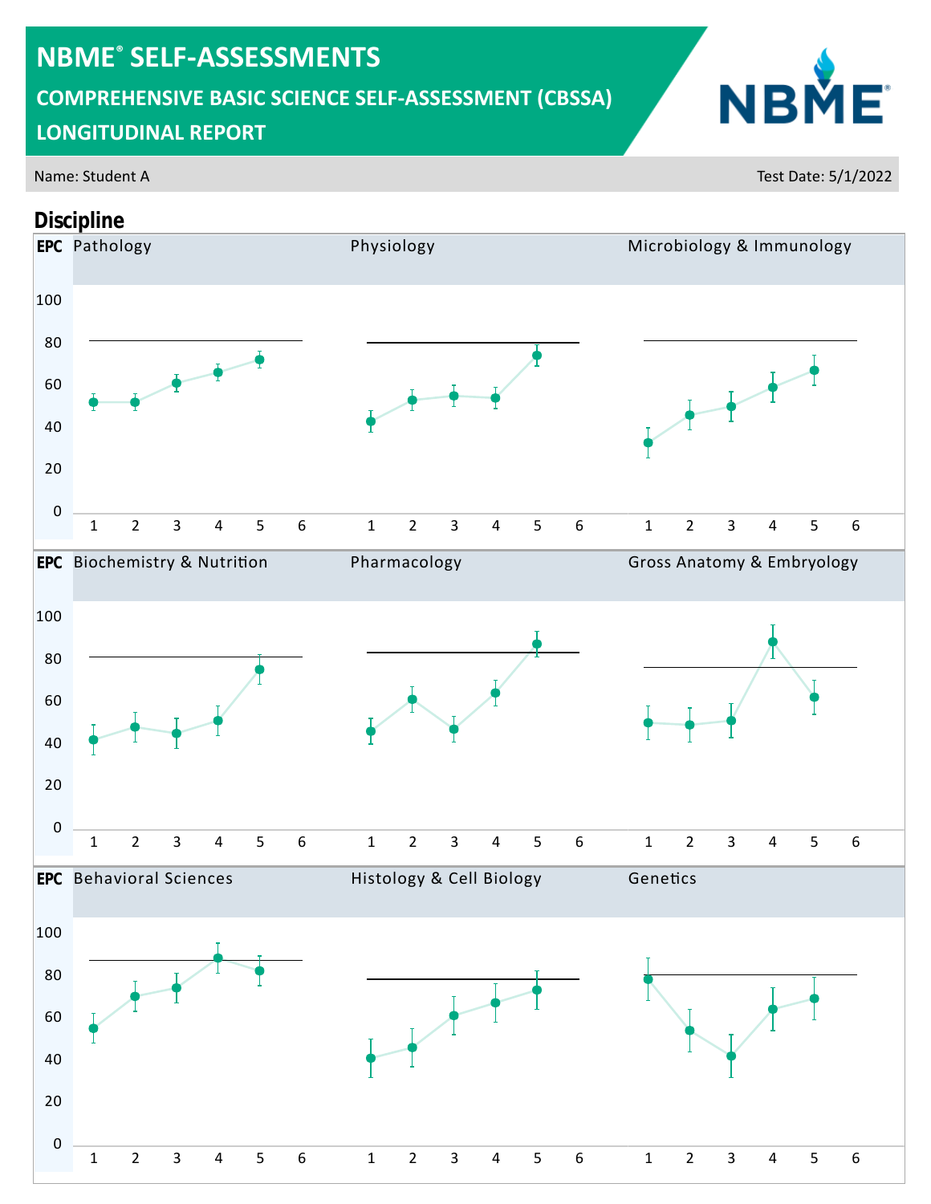# NBME® SELF-ASSESSMENTS

## COMPREHENSIVE BASIC SCIENCE SELF-ASSESSMENT (CBSSA)

## LONGITUDINAL REPORT

Name: Student A

Test Date: 5/1/2022

## Discipline

EPC

Pathology

Physiology

Microbiology & Immunology

100
80
60
40
20
0

1 2 3 4 5 6

1 2 3 4 5 6

1 2 3 4 5 6

EPC

Biochemistry & Nutrition

Pharmacology

Gross Anatomy & Embryology

100
80
60
40
20
0

1 2 3 4 5 6

1 2 3 4 5 6

1 2 3 4 5 6

EPC

Behavioral Sciences

Histology & Cell Biology

Genetics

100
80
60
40
20
0

1 2 3 4 5 6

1 2 3 4 5 6

1 2 3 4 5 6